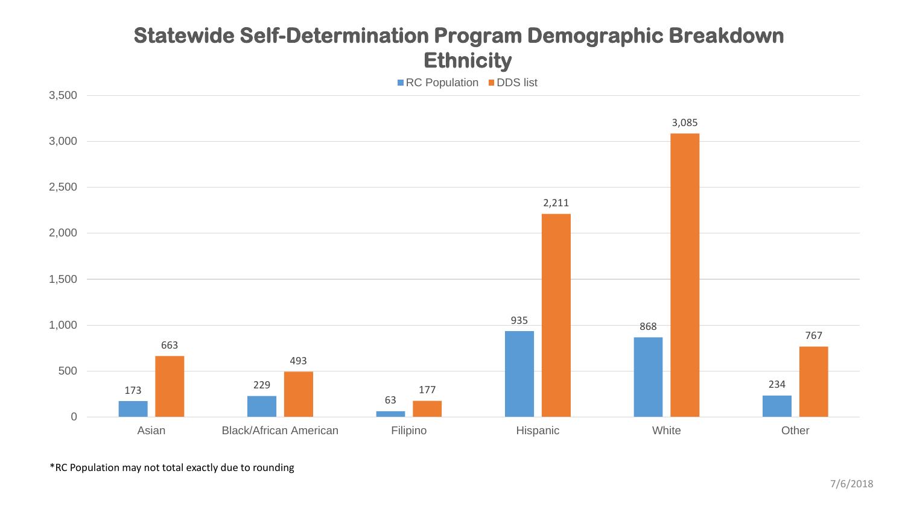# Statewide Self-Determination Program Demographic Breakdown Ethnicity

| Ethnicity | RC Population | DDS list |
| --- | --- | --- |
| Asian | 173 | 663 |
| Black/African American | 229 | 493 |
| Filipino | 63 | 177 |
| Hispanic | 935 | 2,211 |
| White | 868 | 3,085 |
| Other | 234 | 767 |

*RC Population may not total exactly due to rounding

7/6/2018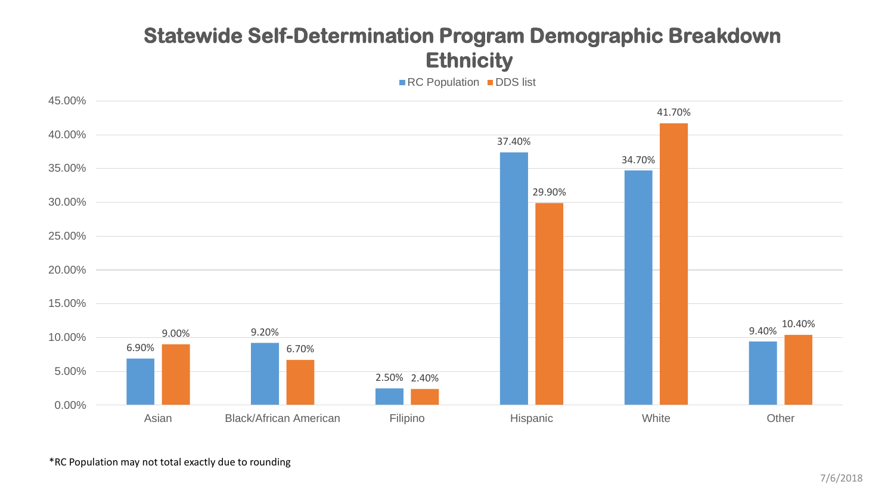# Statewide Self-Determination Program Demographic Breakdown
## Ethnicity

| Ethnicity | RC Population | DDS list |
| --- | --- | --- |
| Asian | 6.90% | 9.00% |
| Black/African American | 9.20% | 6.70% |
| Filipino | 2.50% | 2.40% |
| Hispanic | 37.40% | 29.90% |
| White | 34.70% | 41.70% |
| Other | 9.40% | 10.40% |

*RC Population may not total exactly due to rounding

7/6/2018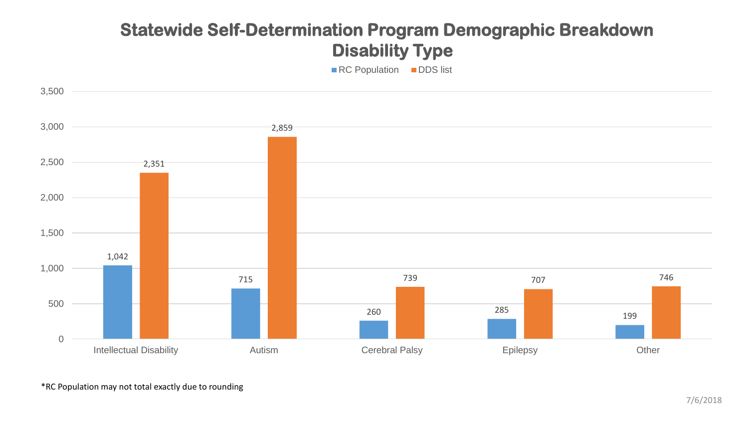# Statewide Self-Determination Program Demographic Breakdown Disability Type

| Disability Type | RC Population | DDS list |
|---|---|---|
| Intellectual Disability | 1,042 | 2,351 |
| Autism | 715 | 2,859 |
| Cerebral Palsy | 260 | 739 |
| Epilepsy | 285 | 707 |
| Other | 199 | 746 |

*RC Population may not total exactly due to rounding

7/6/2018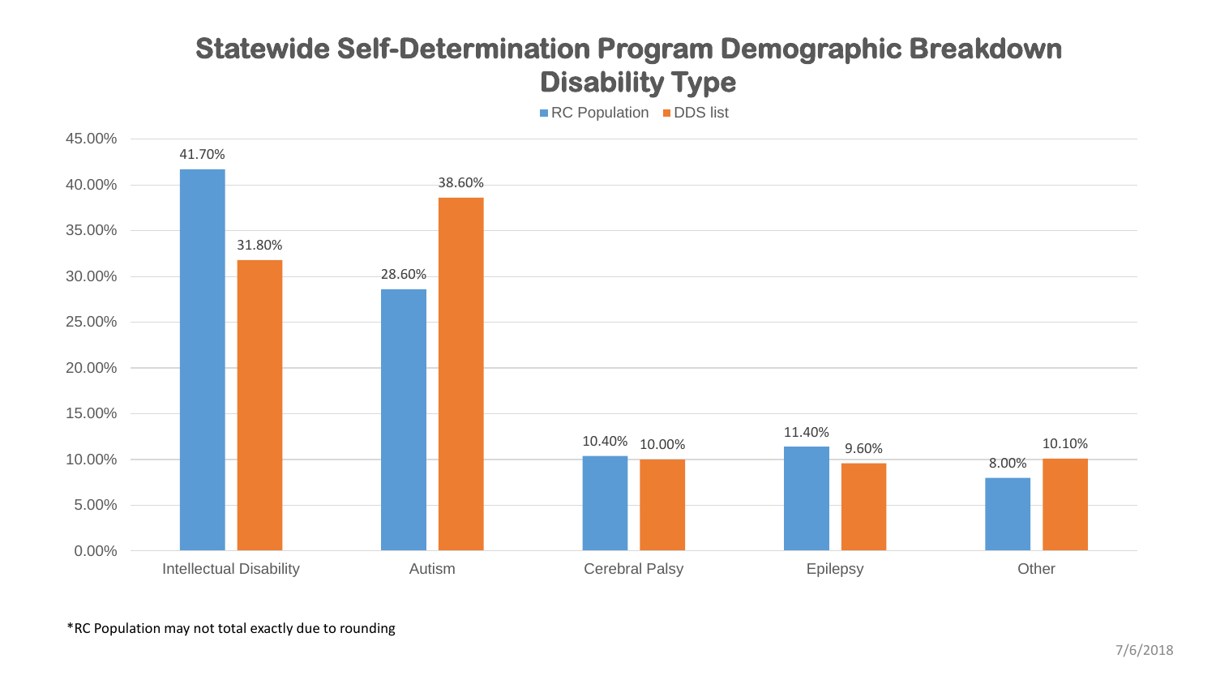# Statewide Self-Determination Program Demographic Breakdown
## Disability Type

| Disability Type | RC Population | DDS list |
| --- | --- | --- |
| Intellectual Disability | 41.70% | 31.80% |
| Autism | 28.60% | 38.60% |
| Cerebral Palsy | 10.40% | 10.00% |
| Epilepsy | 11.40% | 9.60% |
| Other | 8.00% | 10.10% |

*RC Population may not total exactly due to rounding

7/6/2018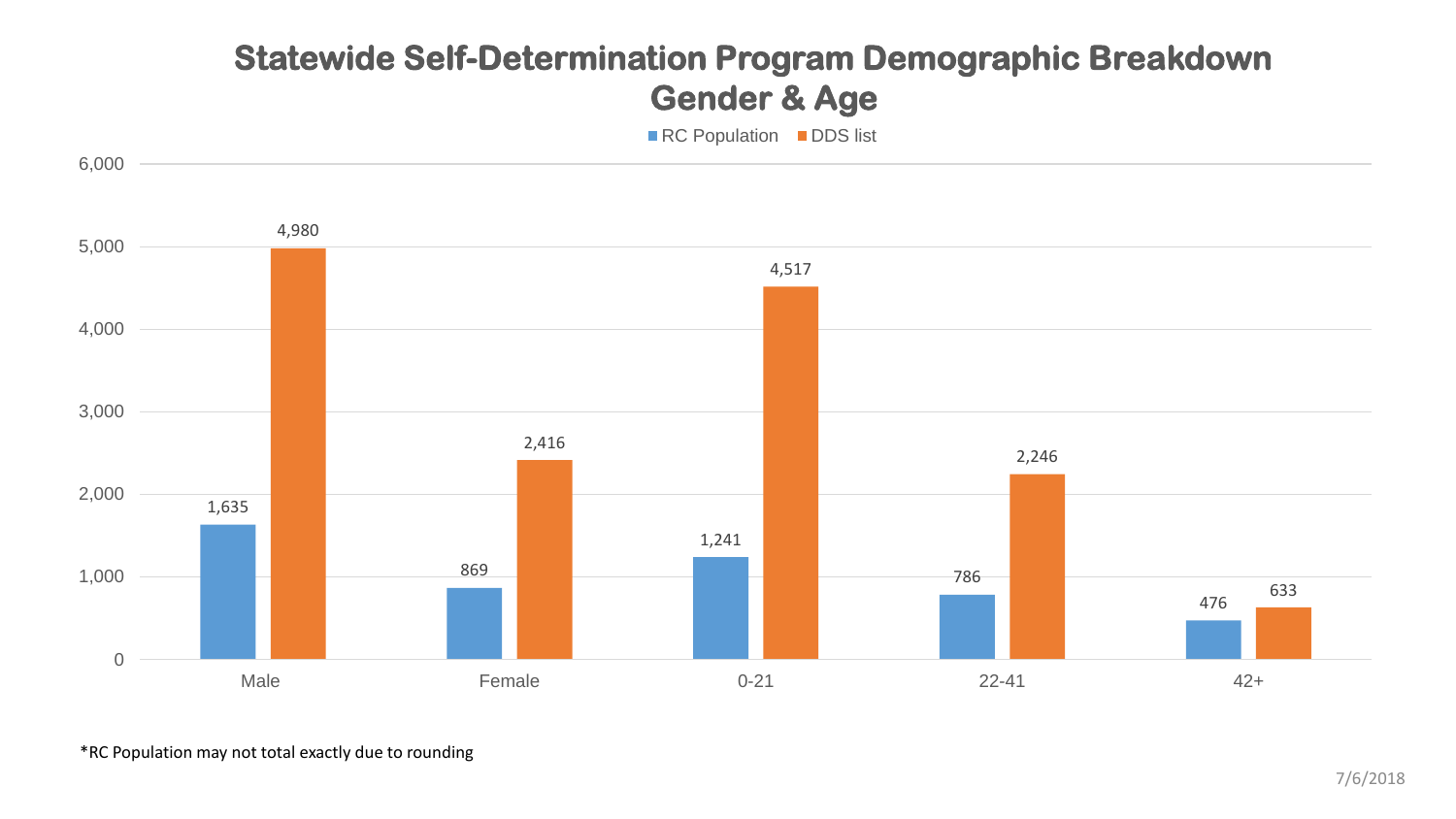# Statewide Self-Determination Program Demographic Breakdown
## Gender & Age

| | RC Population | DDS list |
|---|---|---|
| Male | 1,635 | 4,980 |
| Female | 869 | 2,416 |
| 0-21 | 1,241 | 4,517 |
| 22-41 | 786 | 2,246 |
| 42+ | 476 | 633 |

*RC Population may not total exactly due to rounding

7/6/2018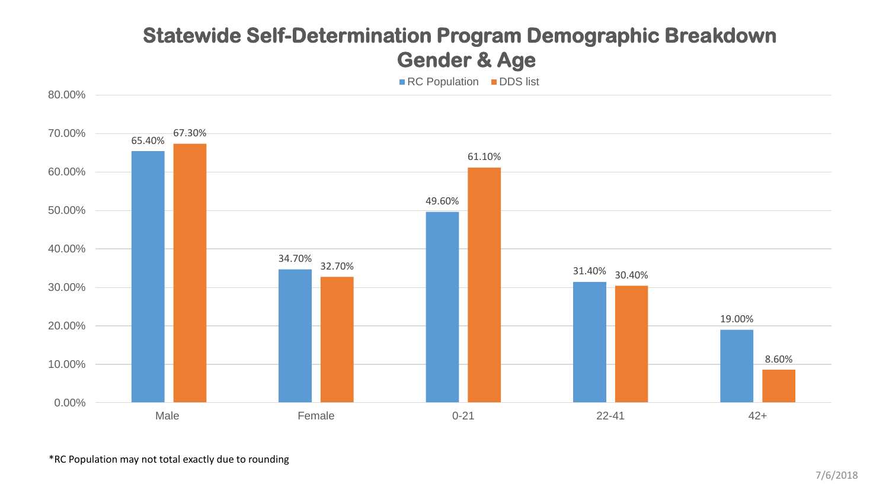# Statewide Self-Determination Program Demographic Breakdown
## Gender & Age

RC Population
DDS list

80.00%
70.00%
60.00%
50.00%
40.00%
30.00%
20.00%
10.00%
0.00%

Male: 65.40% 67.30%
Female: 34.70% 32.70%
0-21: 49.60% 61.10%
22-41: 31.40% 30.40%
42+: 19.00% 8.60%

*RC Population may not total exactly due to rounding

7/6/2018